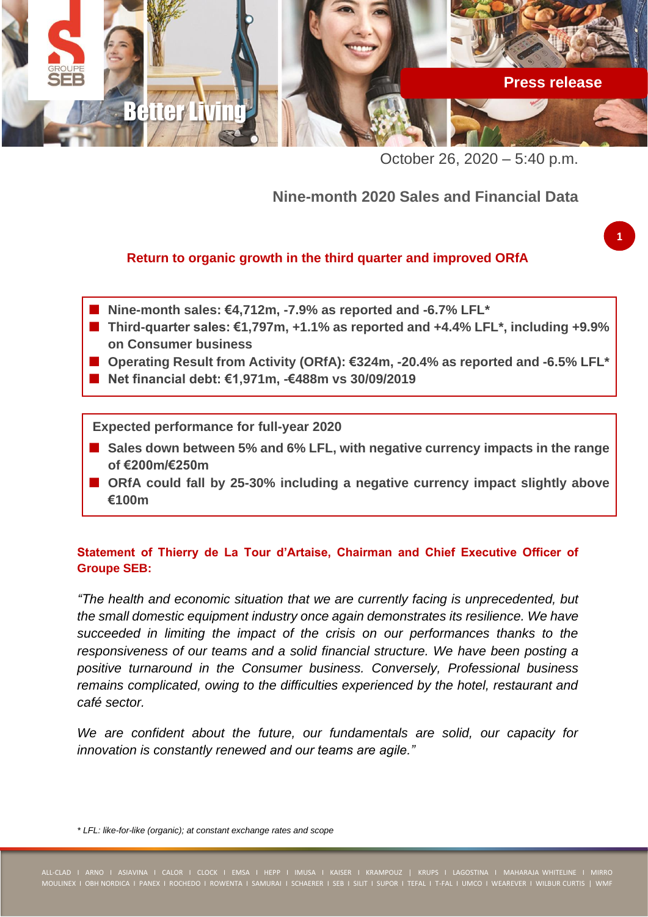Press release

October 26, 2020 – 5:40 p.m.

# Nine-month 2020 Sales and Financial Data

## Return to organic growth in the third quarter and improved ORfA

- **Nine-month sales: €4,712m, -7.9% as reported and -6.7% LFL***
- **Third-quarter sales: €1,797m, +1.1% as reported and +4.4% LFL*, including +9.9% on Consumer business**
- **Operating Result from Activity (ORfA): €324m, -20.4% as reported and -6.5% LFL***
- **Net financial debt: €1,971m, -€488m vs 30/09/2019**

**Expected performance for full-year 2020**

- **Sales down between 5% and 6% LFL, with negative currency impacts in the range of €200m/€250m**
- **ORfA could fall by 25-30% including a negative currency impact slightly above €100m**

**Statement of Thierry de La Tour d'Artaise, Chairman and Chief Executive Officer of Groupe SEB:**

*"The health and economic situation that we are currently facing is unprecedented, but the small domestic equipment industry once again demonstrates its resilience. We have succeeded in limiting the impact of the crisis on our performances thanks to the responsiveness of our teams and a solid financial structure. We have been posting a positive turnaround in the Consumer business. Conversely, Professional business remains complicated, owing to the difficulties experienced by the hotel, restaurant and café sector.*

*We are confident about the future, our fundamentals are solid, our capacity for innovation is constantly renewed and our teams are agile."*

*\* LFL: like-for-like (organic); at constant exchange rates and scope*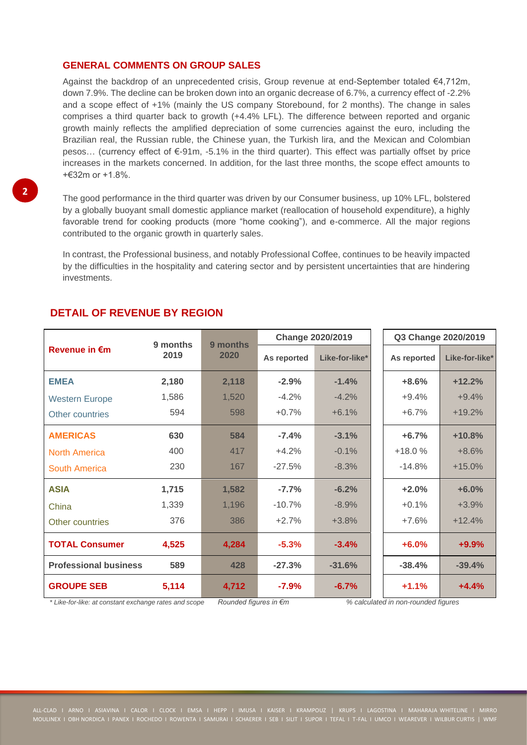## GENERAL COMMENTS ON GROUP SALES

Against the backdrop of an unprecedented crisis, Group revenue at end-September totaled €4,712m, down 7.9%. The decline can be broken down into an organic decrease of 6.7%, a currency effect of -2.2% and a scope effect of +1% (mainly the US company Storebound, for 2 months). The change in sales comprises a third quarter back to growth (+4.4% LFL). The difference between reported and organic growth mainly reflects the amplified depreciation of some currencies against the euro, including the Brazilian real, the Russian ruble, the Chinese yuan, the Turkish lira, and the Mexican and Colombian pesos… (currency effect of €-91m, -5.1% in the third quarter). This effect was partially offset by price increases in the markets concerned. In addition, for the last three months, the scope effect amounts to +€32m or +1.8%.

The good performance in the third quarter was driven by our Consumer business, up 10% LFL, bolstered by a globally buoyant small domestic appliance market (reallocation of household expenditure), a highly favorable trend for cooking products (more "home cooking"), and e-commerce. All the major regions contributed to the organic growth in quarterly sales.

In contrast, the Professional business, and notably Professional Coffee, continues to be heavily impacted by the difficulties in the hospitality and catering sector and by persistent uncertainties that are hindering investments.

## DETAIL OF REVENUE BY REGION

| Revenue in €m | 9 months 2019 | 9 months 2020 | Change 2020/2019 | | Q3 Change 2020/2019 | |
|---|---|---|---|---|---|---|
| | | | As reported | Like-for-like* | As reported | Like-for-like* |
| **EMEA** | **2,180** | **2,118** | **-2.9%** | **-1.4%** | **+8.6%** | **+12.2%** |
| Western Europe | 1,586 | 1,520 | -4.2% | -4.2% | +9.4% | +9.4% |
| Other countries | 594 | 598 | +0.7% | +6.1% | +6.7% | +19.2% |
| **AMERICAS** | **630** | **584** | **-7.4%** | **-3.1%** | **+6.7%** | **+10.8%** |
| North America | 400 | 417 | +4.2% | -0.1% | +18.0 % | +8.6% |
| South America | 230 | 167 | -27.5% | -8.3% | -14.8% | +15.0% |
| **ASIA** | **1,715** | **1,582** | **-7.7%** | **-6.2%** | **+2.0%** | **+6.0%** |
| China | 1,339 | 1,196 | -10.7% | -8.9% | +0.1% | +3.9% |
| Other countries | 376 | 386 | +2.7% | +3.8% | +7.6% | +12.4% |
| **TOTAL Consumer** | **4,525** | **4,284** | **-5.3%** | **-3.4%** | **+6.0%** | **+9.9%** |
| **Professional business** | **589** | **428** | **-27.3%** | **-31.6%** | **-38.4%** | **-39.4%** |
| **GROUPE SEB** | **5,114** | **4,712** | **-7.9%** | **-6.7%** | **+1.1%** | **+4.4%** |

*\* Like-for-like: at constant exchange rates and scope* *Rounded figures in €m* *% calculated in non-rounded figures*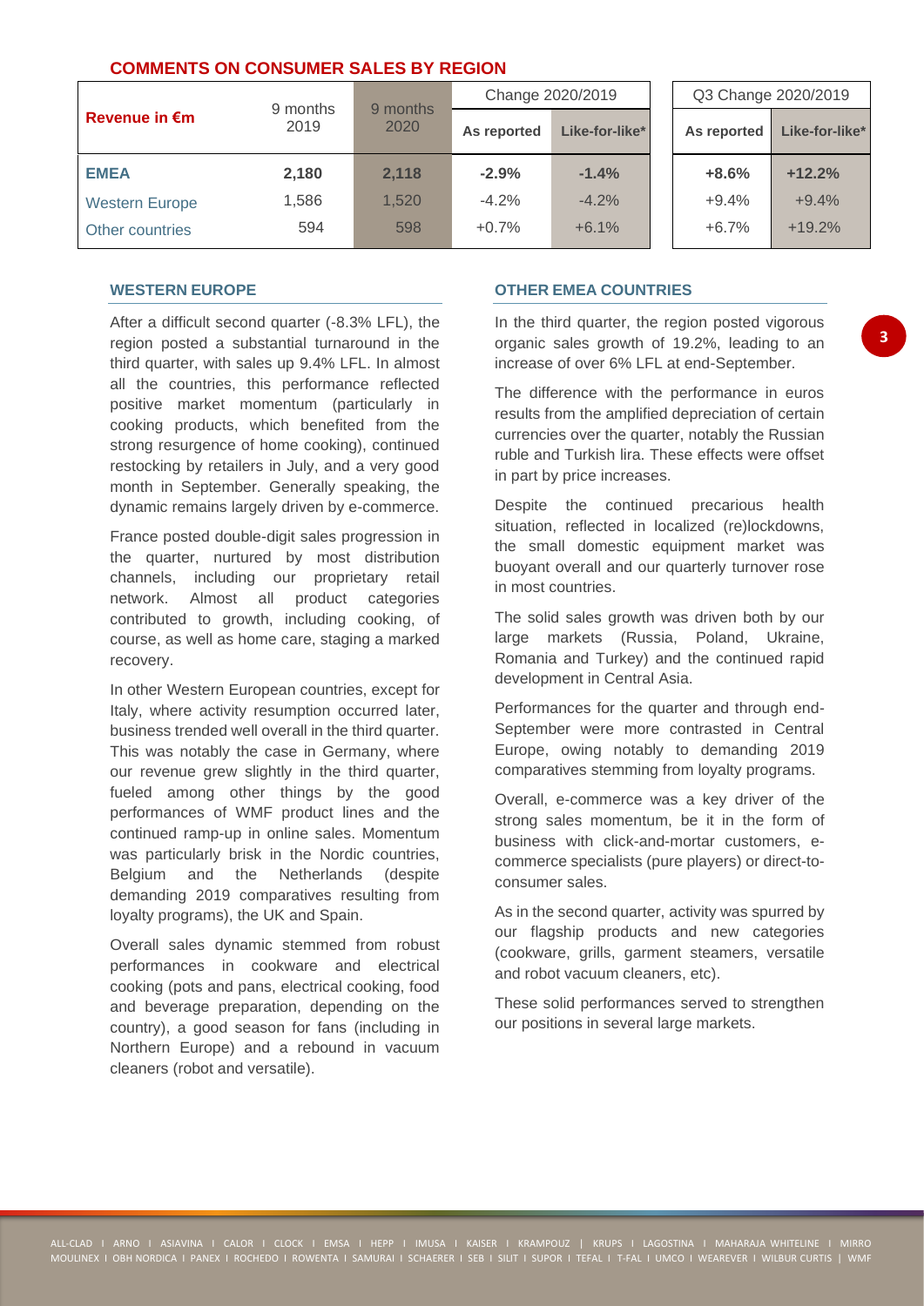## COMMENTS ON CONSUMER SALES BY REGION

| Revenue in €m | 9 months 2019 | 9 months 2020 | Change 2020/2019 | | Q3 Change 2020/2019 | |
|---|---|---|---|---|---|---|
| | | | As reported | Like-for-like* | As reported | Like-for-like* |
| **EMEA** | **2,180** | **2,118** | **-2.9%** | **-1.4%** | **+8.6%** | **+12.2%** |
| Western Europe | 1,586 | 1,520 | -4.2% | -4.2% | +9.4% | +9.4% |
| Other countries | 594 | 598 | +0.7% | +6.1% | +6.7% | +19.2% |

### WESTERN EUROPE

After a difficult second quarter (-8.3% LFL), the region posted a substantial turnaround in the third quarter, with sales up 9.4% LFL. In almost all the countries, this performance reflected positive market momentum (particularly in cooking products, which benefited from the strong resurgence of home cooking), continued restocking by retailers in July, and a very good month in September. Generally speaking, the dynamic remains largely driven by e-commerce.

France posted double-digit sales progression in the quarter, nurtured by most distribution channels, including our proprietary retail network. Almost all product categories contributed to growth, including cooking, of course, as well as home care, staging a marked recovery.

In other Western European countries, except for Italy, where activity resumption occurred later, business trended well overall in the third quarter. This was notably the case in Germany, where our revenue grew slightly in the third quarter, fueled among other things by the good performances of WMF product lines and the continued ramp-up in online sales. Momentum was particularly brisk in the Nordic countries, Belgium and the Netherlands (despite demanding 2019 comparatives resulting from loyalty programs), the UK and Spain.

Overall sales dynamic stemmed from robust performances in cookware and electrical cooking (pots and pans, electrical cooking, food and beverage preparation, depending on the country), a good season for fans (including in Northern Europe) and a rebound in vacuum cleaners (robot and versatile).

### OTHER EMEA COUNTRIES

In the third quarter, the region posted vigorous organic sales growth of 19.2%, leading to an increase of over 6% LFL at end-September.

The difference with the performance in euros results from the amplified depreciation of certain currencies over the quarter, notably the Russian ruble and Turkish lira. These effects were offset in part by price increases.

Despite the continued precarious health situation, reflected in localized (re)lockdowns, the small domestic equipment market was buoyant overall and our quarterly turnover rose in most countries.

The solid sales growth was driven both by our large markets (Russia, Poland, Ukraine, Romania and Turkey) and the continued rapid development in Central Asia.

Performances for the quarter and through end-September were more contrasted in Central Europe, owing notably to demanding 2019 comparatives stemming from loyalty programs.

Overall, e-commerce was a key driver of the strong sales momentum, be it in the form of business with click-and-mortar customers, e-commerce specialists (pure players) or direct-to-consumer sales.

As in the second quarter, activity was spurred by our flagship products and new categories (cookware, grills, garment steamers, versatile and robot vacuum cleaners, etc).

These solid performances served to strengthen our positions in several large markets.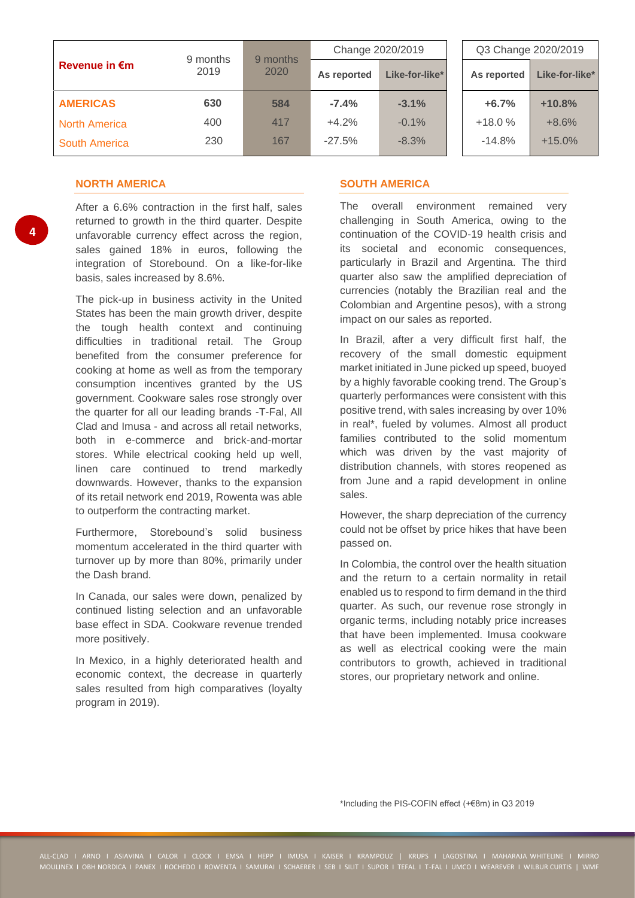| Revenue in €m | 9 months 2019 | 9 months 2020 | Change 2020/2019 | | Q3 Change 2020/2019 | |
|---|---|---|---|---|---|---|
| | | | As reported | Like-for-like* | As reported | Like-for-like* |
| **AMERICAS** | **630** | **584** | **-7.4%** | **-3.1%** | **+6.7%** | **+10.8%** |
| North America | 400 | 417 | +4.2% | -0.1% | +18.0 % | +8.6% |
| South America | 230 | 167 | -27.5% | -8.3% | -14.8% | +15.0% |

## NORTH AMERICA

After a 6.6% contraction in the first half, sales returned to growth in the third quarter. Despite unfavorable currency effect across the region, sales gained 18% in euros, following the integration of Storebound. On a like-for-like basis, sales increased by 8.6%.

The pick-up in business activity in the United States has been the main growth driver, despite the tough health context and continuing difficulties in traditional retail. The Group benefited from the consumer preference for cooking at home as well as from the temporary consumption incentives granted by the US government. Cookware sales rose strongly over the quarter for all our leading brands -T-Fal, All Clad and Imusa - and across all retail networks, both in e-commerce and brick-and-mortar stores. While electrical cooking held up well, linen care continued to trend markedly downwards. However, thanks to the expansion of its retail network end 2019, Rowenta was able to outperform the contracting market.

Furthermore, Storebound's solid business momentum accelerated in the third quarter with turnover up by more than 80%, primarily under the Dash brand.

In Canada, our sales were down, penalized by continued listing selection and an unfavorable base effect in SDA. Cookware revenue trended more positively.

In Mexico, in a highly deteriorated health and economic context, the decrease in quarterly sales resulted from high comparatives (loyalty program in 2019).

## SOUTH AMERICA

The overall environment remained very challenging in South America, owing to the continuation of the COVID-19 health crisis and its societal and economic consequences, particularly in Brazil and Argentina. The third quarter also saw the amplified depreciation of currencies (notably the Brazilian real and the Colombian and Argentine pesos), with a strong impact on our sales as reported.

In Brazil, after a very difficult first half, the recovery of the small domestic equipment market initiated in June picked up speed, buoyed by a highly favorable cooking trend. The Group's quarterly performances were consistent with this positive trend, with sales increasing by over 10% in real*, fueled by volumes. Almost all product families contributed to the solid momentum which was driven by the vast majority of distribution channels, with stores reopened as from June and a rapid development in online sales.

However, the sharp depreciation of the currency could not be offset by price hikes that have been passed on.

In Colombia, the control over the health situation and the return to a certain normality in retail enabled us to respond to firm demand in the third quarter. As such, our revenue rose strongly in organic terms, including notably price increases that have been implemented. Imusa cookware as well as electrical cooking were the main contributors to growth, achieved in traditional stores, our proprietary network and online.

*Including the PIS-COFIN effect (+€8m) in Q3 2019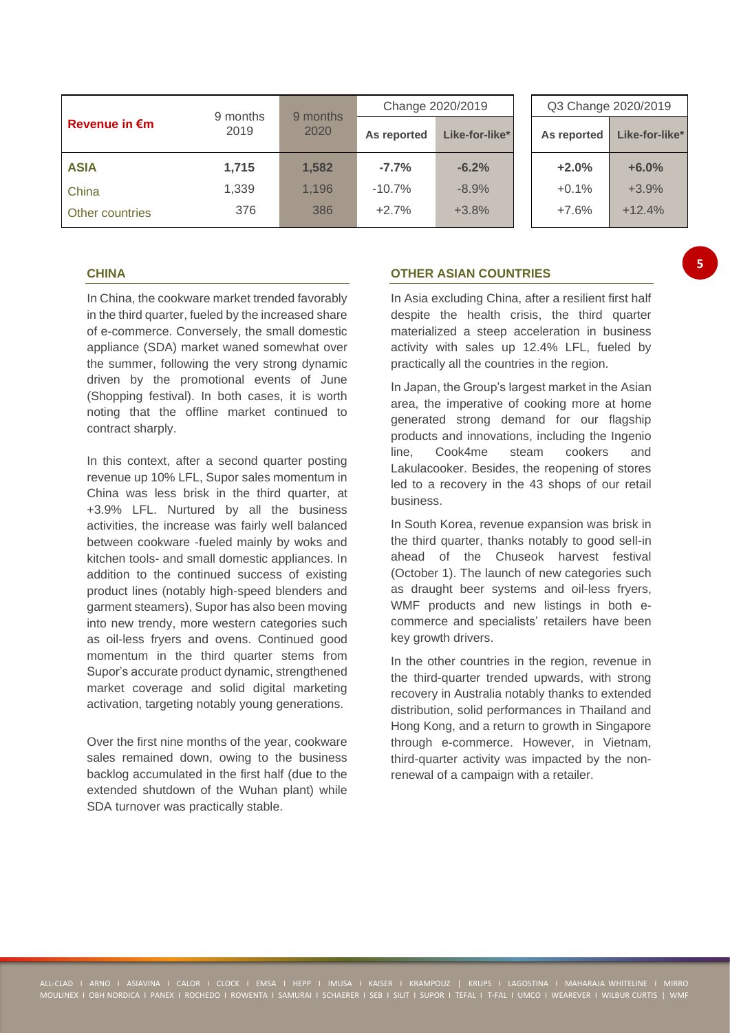| Revenue in €m | 9 months 2019 | 9 months 2020 | Change 2020/2019 | | Q3 Change 2020/2019 | |
|---|---|---|---|---|---|---|
| | | | As reported | Like-for-like* | As reported | Like-for-like* |
| **ASIA** | **1,715** | **1,582** | **-7.7%** | **-6.2%** | **+2.0%** | **+6.0%** |
| China | 1,339 | 1,196 | -10.7% | -8.9% | +0.1% | +3.9% |
| Other countries | 376 | 386 | +2.7% | +3.8% | +7.6% | +12.4% |

### CHINA

In China, the cookware market trended favorably in the third quarter, fueled by the increased share of e-commerce. Conversely, the small domestic appliance (SDA) market waned somewhat over the summer, following the very strong dynamic driven by the promotional events of June (Shopping festival). In both cases, it is worth noting that the offline market continued to contract sharply.

In this context, after a second quarter posting revenue up 10% LFL, Supor sales momentum in China was less brisk in the third quarter, at +3.9% LFL. Nurtured by all the business activities, the increase was fairly well balanced between cookware -fueled mainly by woks and kitchen tools- and small domestic appliances. In addition to the continued success of existing product lines (notably high-speed blenders and garment steamers), Supor has also been moving into new trendy, more western categories such as oil-less fryers and ovens. Continued good momentum in the third quarter stems from Supor's accurate product dynamic, strengthened market coverage and solid digital marketing activation, targeting notably young generations.

Over the first nine months of the year, cookware sales remained down, owing to the business backlog accumulated in the first half (due to the extended shutdown of the Wuhan plant) while SDA turnover was practically stable.

### OTHER ASIAN COUNTRIES

In Asia excluding China, after a resilient first half despite the health crisis, the third quarter materialized a steep acceleration in business activity with sales up 12.4% LFL, fueled by practically all the countries in the region.

In Japan, the Group's largest market in the Asian area, the imperative of cooking more at home generated strong demand for our flagship products and innovations, including the Ingenio line, Cook4me steam cookers and Lakulacooker. Besides, the reopening of stores led to a recovery in the 43 shops of our retail business.

In South Korea, revenue expansion was brisk in the third quarter, thanks notably to good sell-in ahead of the Chuseok harvest festival (October 1). The launch of new categories such as draught beer systems and oil-less fryers, WMF products and new listings in both e-commerce and specialists' retailers have been key growth drivers.

In the other countries in the region, revenue in the third-quarter trended upwards, with strong recovery in Australia notably thanks to extended distribution, solid performances in Thailand and Hong Kong, and a return to growth in Singapore through e-commerce. However, in Vietnam, third-quarter activity was impacted by the non-renewal of a campaign with a retailer.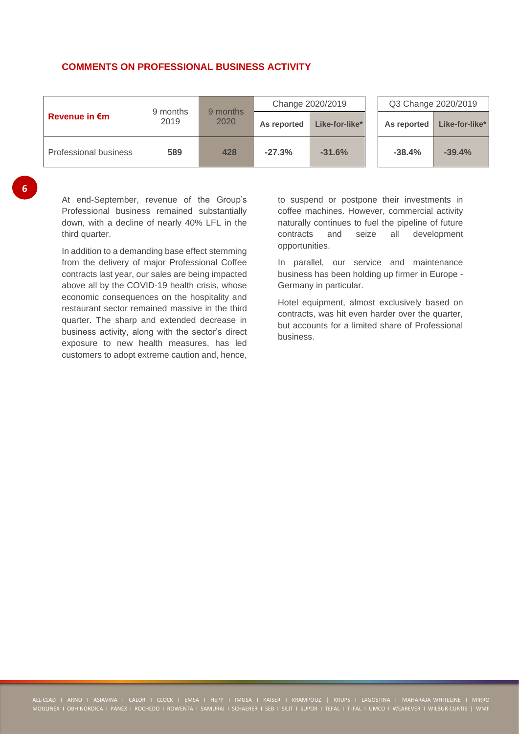## COMMENTS ON PROFESSIONAL BUSINESS ACTIVITY

| Revenue in €m | 9 months 2019 | 9 months 2020 | Change 2020/2019 | | Q3 Change 2020/2019 | |
|---|---|---|---|---|---|---|
| | | | As reported | Like-for-like* | As reported | Like-for-like* |
| Professional business | 589 | 428 | -27.3% | -31.6% | -38.4% | -39.4% |

At end-September, revenue of the Group's Professional business remained substantially down, with a decline of nearly 40% LFL in the third quarter.

In addition to a demanding base effect stemming from the delivery of major Professional Coffee contracts last year, our sales are being impacted above all by the COVID-19 health crisis, whose economic consequences on the hospitality and restaurant sector remained massive in the third quarter. The sharp and extended decrease in business activity, along with the sector's direct exposure to new health measures, has led customers to adopt extreme caution and, hence, to suspend or postpone their investments in coffee machines. However, commercial activity naturally continues to fuel the pipeline of future contracts and seize all development opportunities.

In parallel, our service and maintenance business has been holding up firmer in Europe - Germany in particular.

Hotel equipment, almost exclusively based on contracts, was hit even harder over the quarter, but accounts for a limited share of Professional business.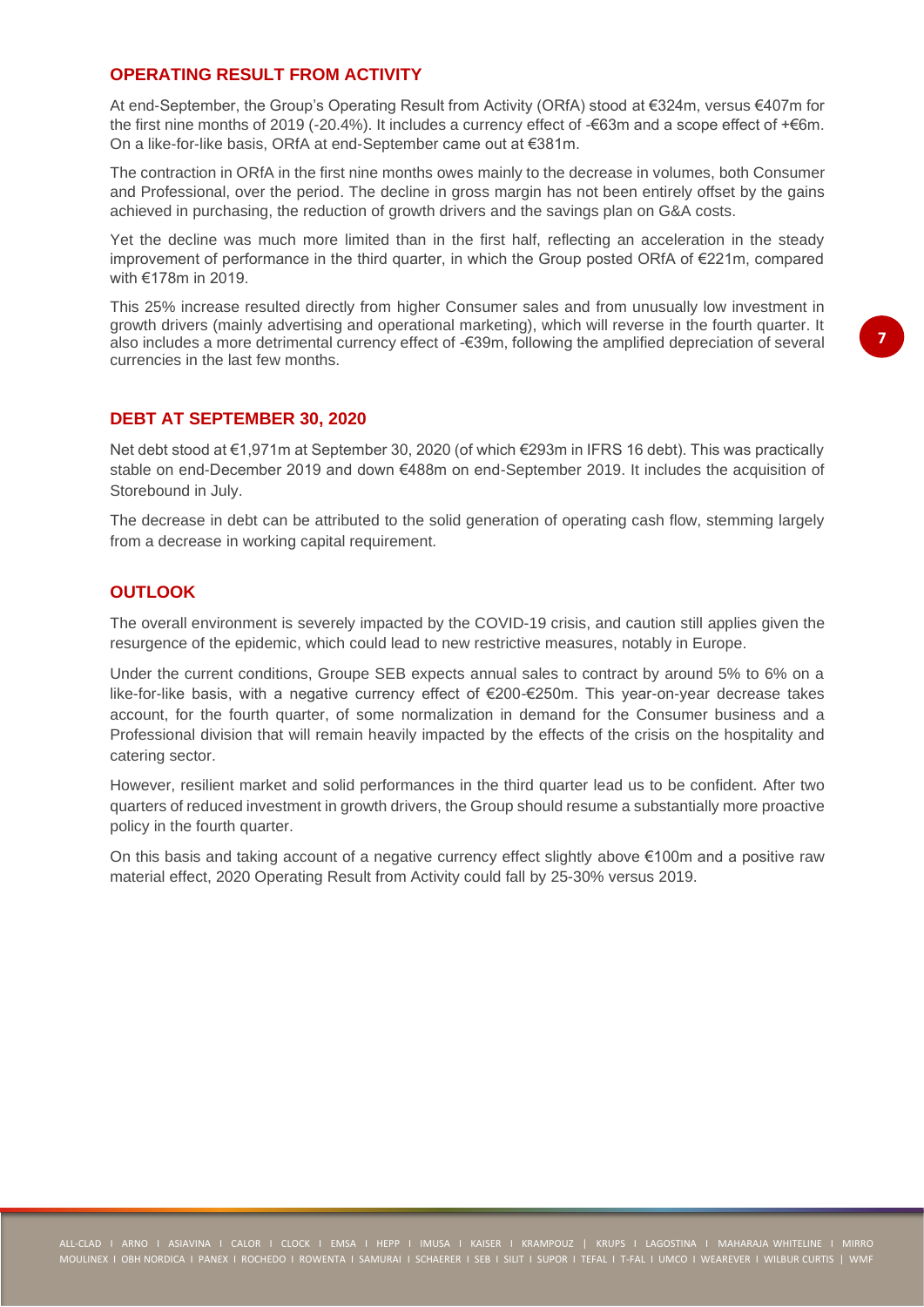## OPERATING RESULT FROM ACTIVITY

At end-September, the Group's Operating Result from Activity (ORfA) stood at €324m, versus €407m for the first nine months of 2019 (-20.4%). It includes a currency effect of -€63m and a scope effect of +€6m. On a like-for-like basis, ORfA at end-September came out at €381m.

The contraction in ORfA in the first nine months owes mainly to the decrease in volumes, both Consumer and Professional, over the period. The decline in gross margin has not been entirely offset by the gains achieved in purchasing, the reduction of growth drivers and the savings plan on G&A costs.

Yet the decline was much more limited than in the first half, reflecting an acceleration in the steady improvement of performance in the third quarter, in which the Group posted ORfA of €221m, compared with €178m in 2019.

This 25% increase resulted directly from higher Consumer sales and from unusually low investment in growth drivers (mainly advertising and operational marketing), which will reverse in the fourth quarter. It also includes a more detrimental currency effect of -€39m, following the amplified depreciation of several currencies in the last few months.

## DEBT AT SEPTEMBER 30, 2020

Net debt stood at €1,971m at September 30, 2020 (of which €293m in IFRS 16 debt). This was practically stable on end-December 2019 and down €488m on end-September 2019. It includes the acquisition of Storebound in July.

The decrease in debt can be attributed to the solid generation of operating cash flow, stemming largely from a decrease in working capital requirement.

## OUTLOOK

The overall environment is severely impacted by the COVID-19 crisis, and caution still applies given the resurgence of the epidemic, which could lead to new restrictive measures, notably in Europe.

Under the current conditions, Groupe SEB expects annual sales to contract by around 5% to 6% on a like-for-like basis, with a negative currency effect of €200-€250m. This year-on-year decrease takes account, for the fourth quarter, of some normalization in demand for the Consumer business and a Professional division that will remain heavily impacted by the effects of the crisis on the hospitality and catering sector.

However, resilient market and solid performances in the third quarter lead us to be confident. After two quarters of reduced investment in growth drivers, the Group should resume a substantially more proactive policy in the fourth quarter.

On this basis and taking account of a negative currency effect slightly above €100m and a positive raw material effect, 2020 Operating Result from Activity could fall by 25-30% versus 2019.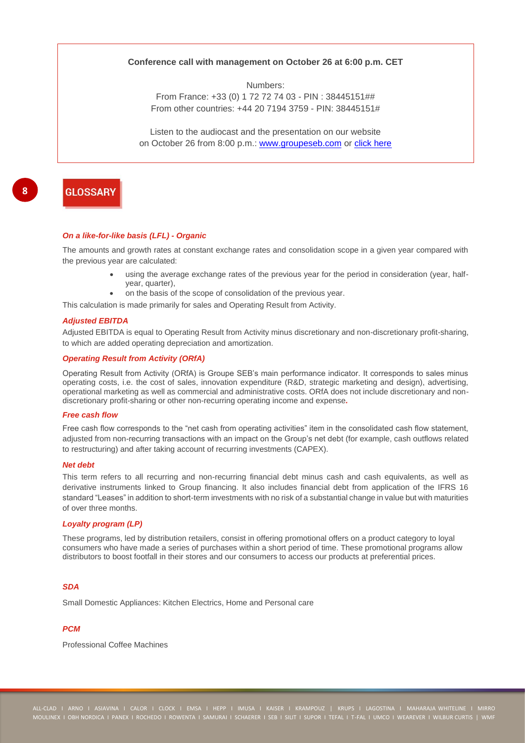**Conference call with management on October 26 at 6:00 p.m. CET**

Numbers:
From France: +33 (0) 1 72 72 74 03 - PIN : 38445151##
From other countries: +44 20 7194 3759 - PIN: 38445151#

Listen to the audiocast and the presentation on our website on October 26 from 8:00 p.m.: www.groupeseb.com or click here

# 8 GLOSSARY

***On a like-for-like basis (LFL) - Organic***

The amounts and growth rates at constant exchange rates and consolidation scope in a given year compared with the previous year are calculated:

- using the average exchange rates of the previous year for the period in consideration (year, half-year, quarter),
- on the basis of the scope of consolidation of the previous year.

This calculation is made primarily for sales and Operating Result from Activity.

***Adjusted EBITDA***

Adjusted EBITDA is equal to Operating Result from Activity minus discretionary and non-discretionary profit-sharing, to which are added operating depreciation and amortization.

***Operating Result from Activity (ORfA)***

Operating Result from Activity (ORfA) is Groupe SEB's main performance indicator. It corresponds to sales minus operating costs, i.e. the cost of sales, innovation expenditure (R&D, strategic marketing and design), advertising, operational marketing as well as commercial and administrative costs. ORfA does not include discretionary and non-discretionary profit-sharing or other non-recurring operating income and expense.

***Free cash flow***

Free cash flow corresponds to the "net cash from operating activities" item in the consolidated cash flow statement, adjusted from non-recurring transactions with an impact on the Group's net debt (for example, cash outflows related to restructuring) and after taking account of recurring investments (CAPEX).

***Net debt***

This term refers to all recurring and non-recurring financial debt minus cash and cash equivalents, as well as derivative instruments linked to Group financing. It also includes financial debt from application of the IFRS 16 standard "Leases" in addition to short-term investments with no risk of a substantial change in value but with maturities of over three months.

***Loyalty program (LP)***

These programs, led by distribution retailers, consist in offering promotional offers on a product category to loyal consumers who have made a series of purchases within a short period of time. These promotional programs allow distributors to boost footfall in their stores and our consumers to access our products at preferential prices.

***SDA***

Small Domestic Appliances: Kitchen Electrics, Home and Personal care

***PCM***

Professional Coffee Machines

ALL-CLAD I ARNO I ASIAVINA I CALOR I CLOCK I EMSA I HEPP I IMUSA I KAISER I KRAMPOUZ | KRUPS I LAGOSTINA I MAHARAJA WHITELINE I MIRRO MOULINEX I OBH NORDICA I PANEX I ROCHEDO I ROWENTA I SAMURAI I SCHAERER I SEB I SILIT I SUPOR I TEFAL I T-FAL I UMCO I WEAREVER I WILBUR CURTIS | WMF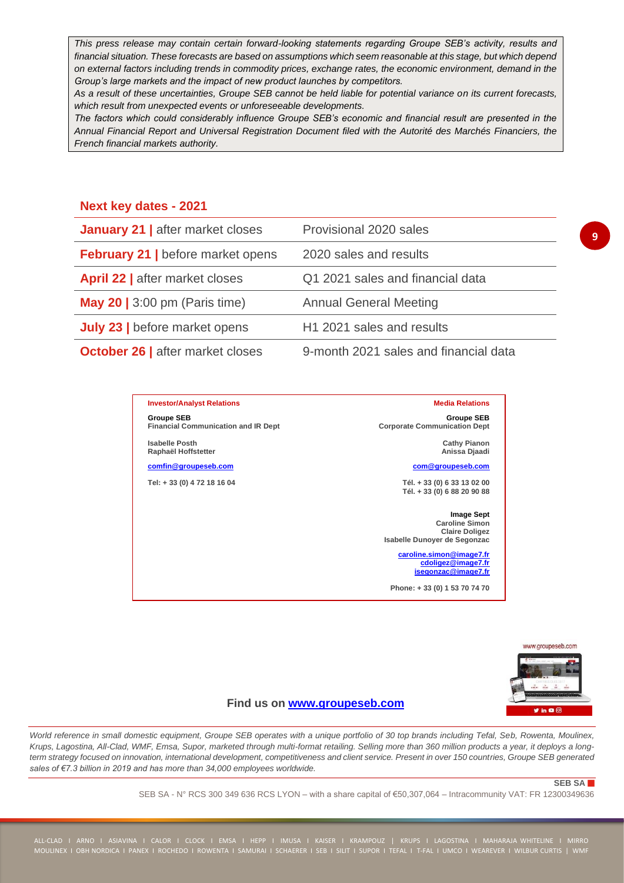*This press release may contain certain forward-looking statements regarding Groupe SEB's activity, results and financial situation. These forecasts are based on assumptions which seem reasonable at this stage, but which depend on external factors including trends in commodity prices, exchange rates, the economic environment, demand in the Group's large markets and the impact of new product launches by competitors.*

*As a result of these uncertainties, Groupe SEB cannot be held liable for potential variance on its current forecasts, which result from unexpected events or unforeseeable developments.*

*The factors which could considerably influence Groupe SEB's economic and financial result are presented in the Annual Financial Report and Universal Registration Document filed with the Autorité des Marchés Financiers, the French financial markets authority.*

## Next key dates - 2021

| | |
|---|---|
| **January 21 \|** after market closes | Provisional 2020 sales |
| **February 21 \|** before market opens | 2020 sales and results |
| **April 22 \|** after market closes | Q1 2021 sales and financial data |
| **May 20 \|** 3:00 pm (Paris time) | Annual General Meeting |
| **July 23 \|** before market opens | H1 2021 sales and results |
| **October 26 \|** after market closes | 9-month 2021 sales and financial data |

**Investor/Analyst Relations**

**Groupe SEB**
**Financial Communication and IR Dept**

**Isabelle Posth**
**Raphaël Hoffstetter**

**comfin@groupeseb.com**

**Tel: + 33 (0) 4 72 18 16 04**

**Media Relations**

**Groupe SEB**
**Corporate Communication Dept**

**Cathy Pianon**
**Anissa Djaadi**

**com@groupeseb.com**

**Tél. + 33 (0) 6 33 13 02 00**
**Tél. + 33 (0) 6 88 20 90 88**

**Image Sept**
**Caroline Simon**
**Claire Doligez**
**Isabelle Dunoyer de Segonzac**

**caroline.simon@image7.fr**
**cdoligez@image7.fr**
**isegonzac@image7.fr**

**Phone: + 33 (0) 1 53 70 74 70**

www.groupeseb.com

**Find us on www.groupeseb.com**

*World reference in small domestic equipment, Groupe SEB operates with a unique portfolio of 30 top brands including Tefal, Seb, Rowenta, Moulinex, Krups, Lagostina, All-Clad, WMF, Emsa, Supor, marketed through multi-format retailing. Selling more than 360 million products a year, it deploys a long-term strategy focused on innovation, international development, competitiveness and client service. Present in over 150 countries, Groupe SEB generated sales of €7.3 billion in 2019 and has more than 34,000 employees worldwide.*

**SEB SA**

SEB SA - N° RCS 300 349 636 RCS LYON – with a share capital of €50,307,064 – Intracommunity VAT: FR 12300349636

ALL-CLAD I ARNO I ASIAVINA I CALOR I CLOCK I EMSA I HEPP I IMUSA I KAISER I KRAMPOUZ | KRUPS I LAGOSTINA I MAHARAJA WHITELINE I MIRRO MOULINEX I OBH NORDICA I PANEX I ROCHEDO I ROWENTA I SAMURAI I SCHAERER I SEB I SILIT I SUPOR I TEFAL I T-FAL I UMCO I WEAREVER I WILBUR CURTIS | WMF